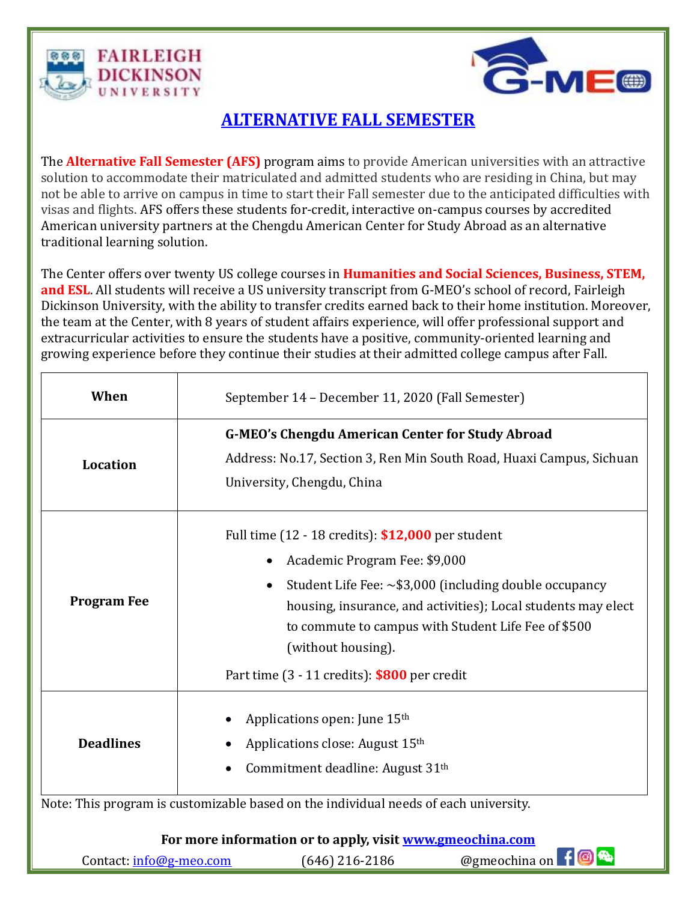FAIRLEIGH DICKINSON UNIVERSITY

G-MEO

# ALTERNATIVE FALL SEMESTER

The **Alternative Fall Semester (AFS)** program aims to provide American universities with an attractive solution to accommodate their matriculated and admitted students who are residing in China, but may not be able to arrive on campus in time to start their Fall semester due to the anticipated difficulties with visas and flights. AFS offers these students for-credit, interactive on-campus courses by accredited American university partners at the Chengdu American Center for Study Abroad as an alternative traditional learning solution.

The Center offers over twenty US college courses in **Humanities and Social Sciences, Business, STEM, and ESL**. All students will receive a US university transcript from G-MEO's school of record, Fairleigh Dickinson University, with the ability to transfer credits earned back to their home institution. Moreover, the team at the Center, with 8 years of student affairs experience, will offer professional support and extracurricular activities to ensure the students have a positive, community-oriented learning and growing experience before they continue their studies at their admitted college campus after Fall.

| | |
|---|---|
| **When** | September 14 – December 11, 2020 (Fall Semester) |
| **Location** | **G-MEO's Chengdu American Center for Study Abroad**<br>Address: No.17, Section 3, Ren Min South Road, Huaxi Campus, Sichuan University, Chengdu, China |
| **Program Fee** | Full time (12 - 18 credits): **$12,000** per student<br>• Academic Program Fee: $9,000<br>• Student Life Fee: ~$3,000 (including double occupancy housing, insurance, and activities); Local students may elect to commute to campus with Student Life Fee of $500 (without housing).<br>Part time (3 - 11 credits): **$800** per credit |
| **Deadlines** | • Applications open: June 15th<br>• Applications close: August 15th<br>• Commitment deadline: August 31th |

Note: This program is customizable based on the individual needs of each university.

**For more information or to apply, visit [www.gmeochina.com](www.gmeochina.com)**

Contact: info@g-meo.com (646) 216-2186 @gmeochina on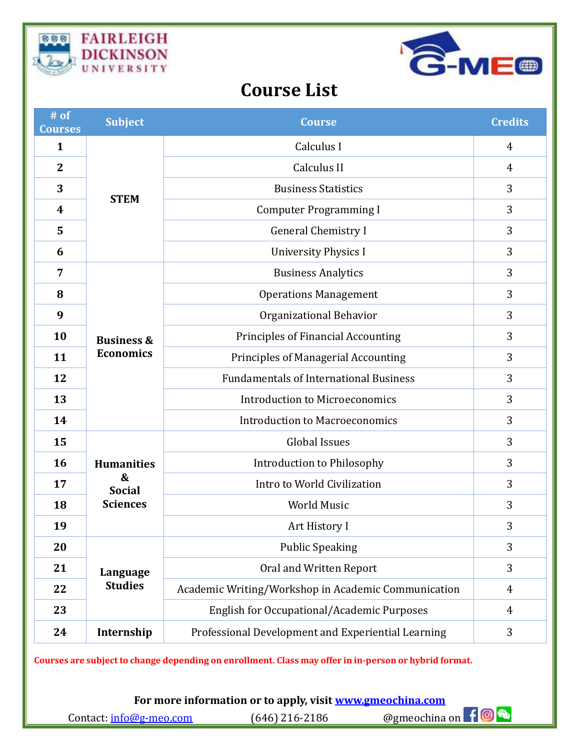# Course List

| # of Courses | Subject | Course | Credits |
|---|---|---|---|
| 1 | STEM | Calculus I | 4 |
| 2 | | Calculus II | 4 |
| 3 | | Business Statistics | 3 |
| 4 | | Computer Programming I | 3 |
| 5 | | General Chemistry I | 3 |
| 6 | | University Physics I | 3 |
| 7 | Business & Economics | Business Analytics | 3 |
| 8 | | Operations Management | 3 |
| 9 | | Organizational Behavior | 3 |
| 10 | | Principles of Financial Accounting | 3 |
| 11 | | Principles of Managerial Accounting | 3 |
| 12 | | Fundamentals of International Business | 3 |
| 13 | | Introduction to Microeconomics | 3 |
| 14 | | Introduction to Macroeconomics | 3 |
| 15 | Humanities & Social Sciences | Global Issues | 3 |
| 16 | | Introduction to Philosophy | 3 |
| 17 | | Intro to World Civilization | 3 |
| 18 | | World Music | 3 |
| 19 | | Art History I | 3 |
| 20 | Language Studies | Public Speaking | 3 |
| 21 | | Oral and Written Report | 3 |
| 22 | | Academic Writing/Workshop in Academic Communication | 4 |
| 23 | | English for Occupational/Academic Purposes | 4 |
| 24 | Internship | Professional Development and Experiential Learning | 3 |

**Courses are subject to change depending on enrollment. Class may offer in in-person or hybrid format.**

**For more information or to apply, visit www.gmeochina.com**

Contact: info@g-meo.com (646) 216-2186 @gmeochina on